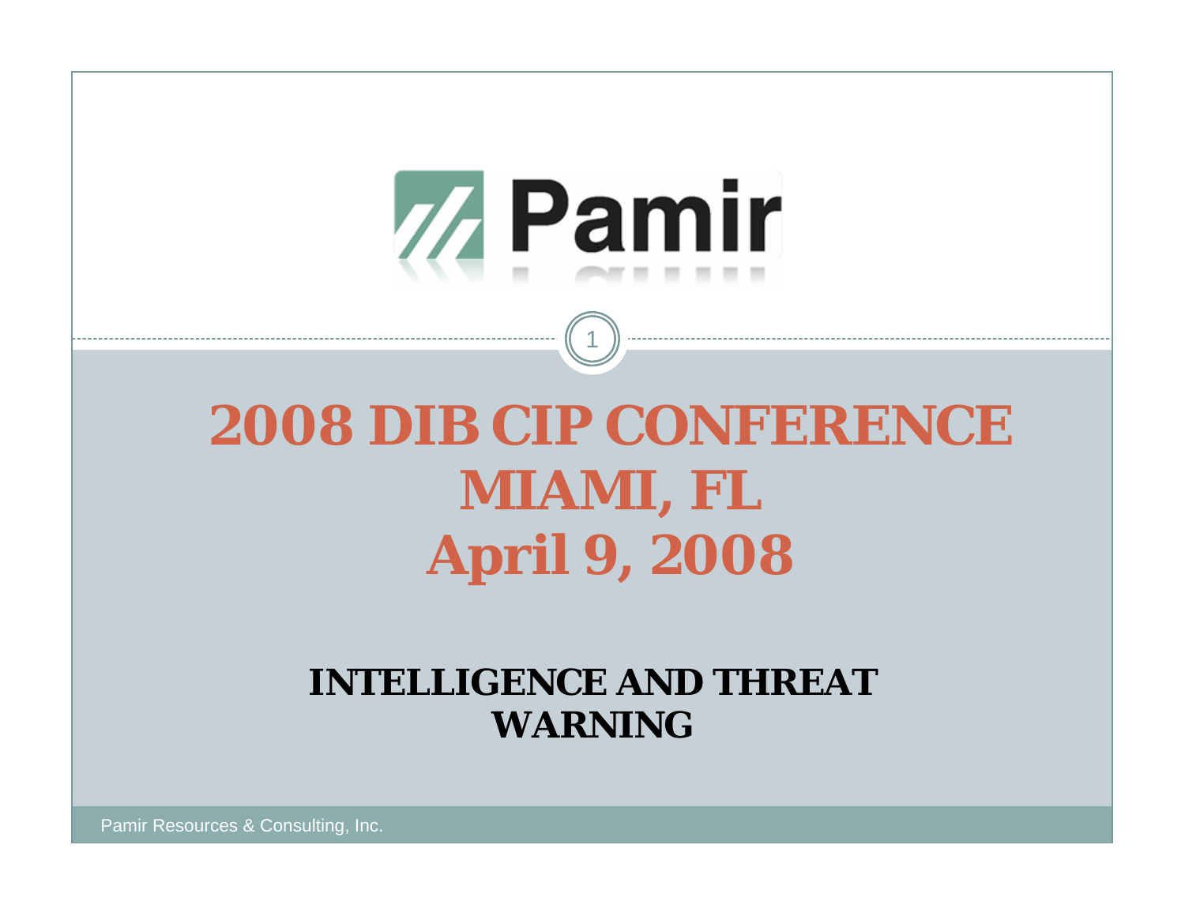Pamir

# 2008 DIB CIP CONFERENCE
# MIAMI, FL
# April 9, 2008

**INTELLIGENCE AND THREAT WARNING**

Pamir Resources & Consulting, Inc.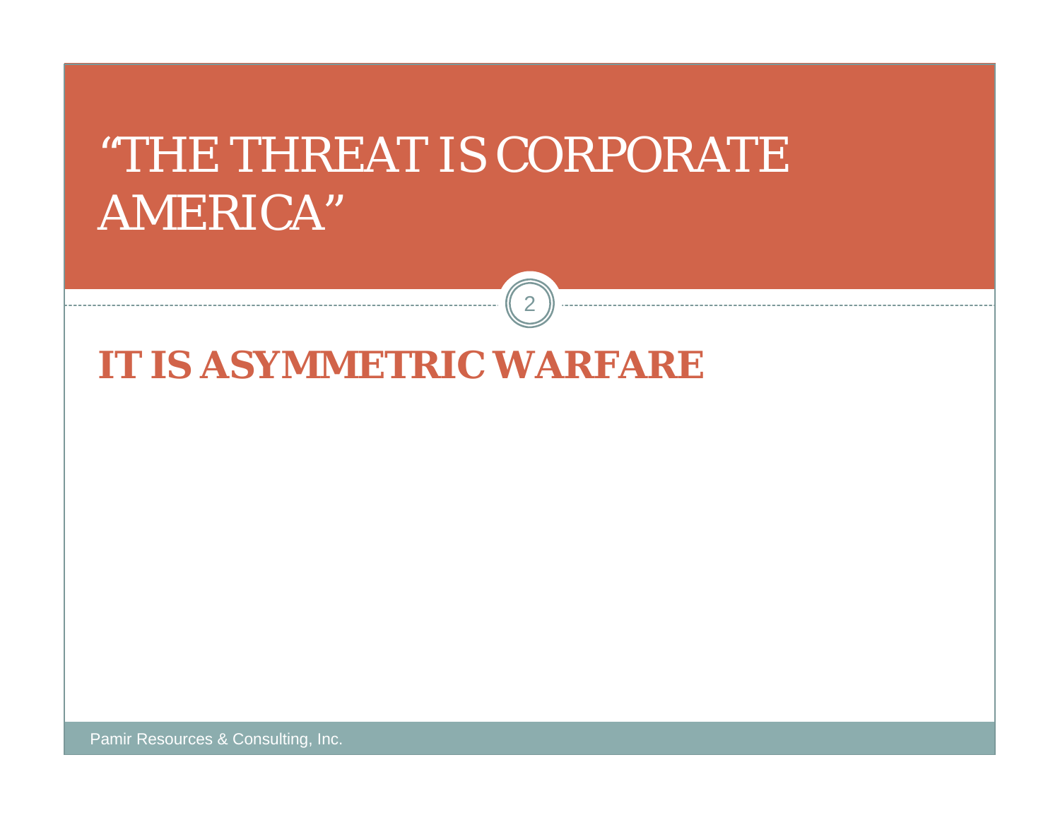# “THE THREAT IS CORPORATE AMERICA”

**IT IS ASYMMETRIC WARFARE**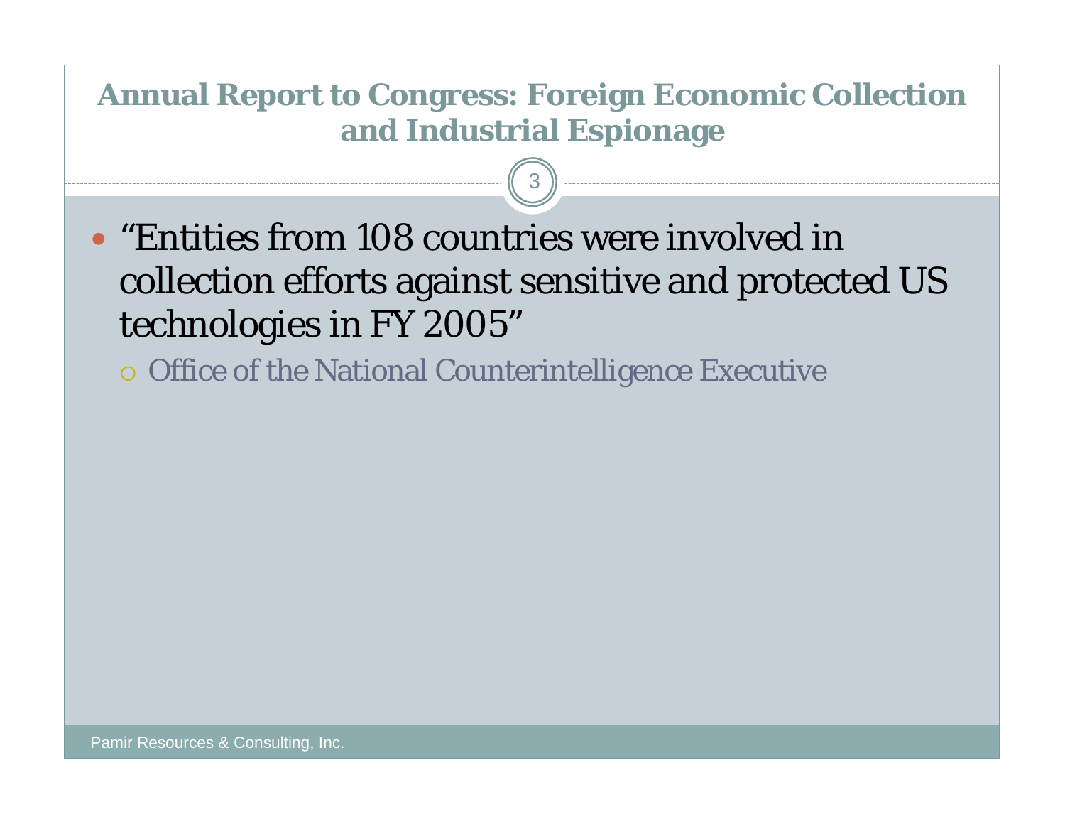## Annual Report to Congress: Foreign Economic Collection and Industrial Espionage

- "Entities from 108 countries were involved in collection efforts against sensitive and protected US technologies in FY 2005"
  - Office of the National Counterintelligence Executive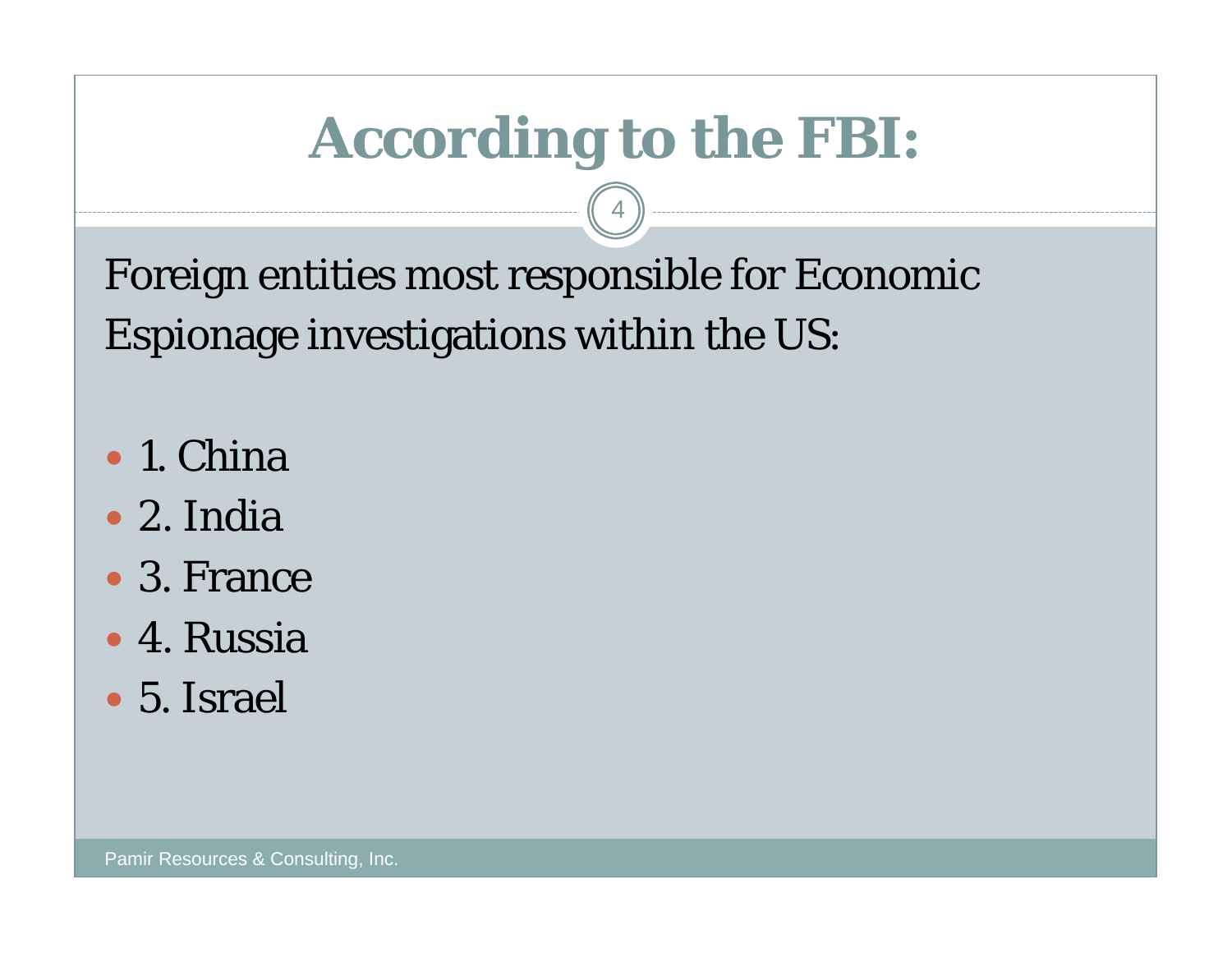# According to the FBI:

Foreign entities most responsible for Economic Espionage investigations within the US:

- 1. China
- 2. India
- 3. France
- 4. Russia
- 5. Israel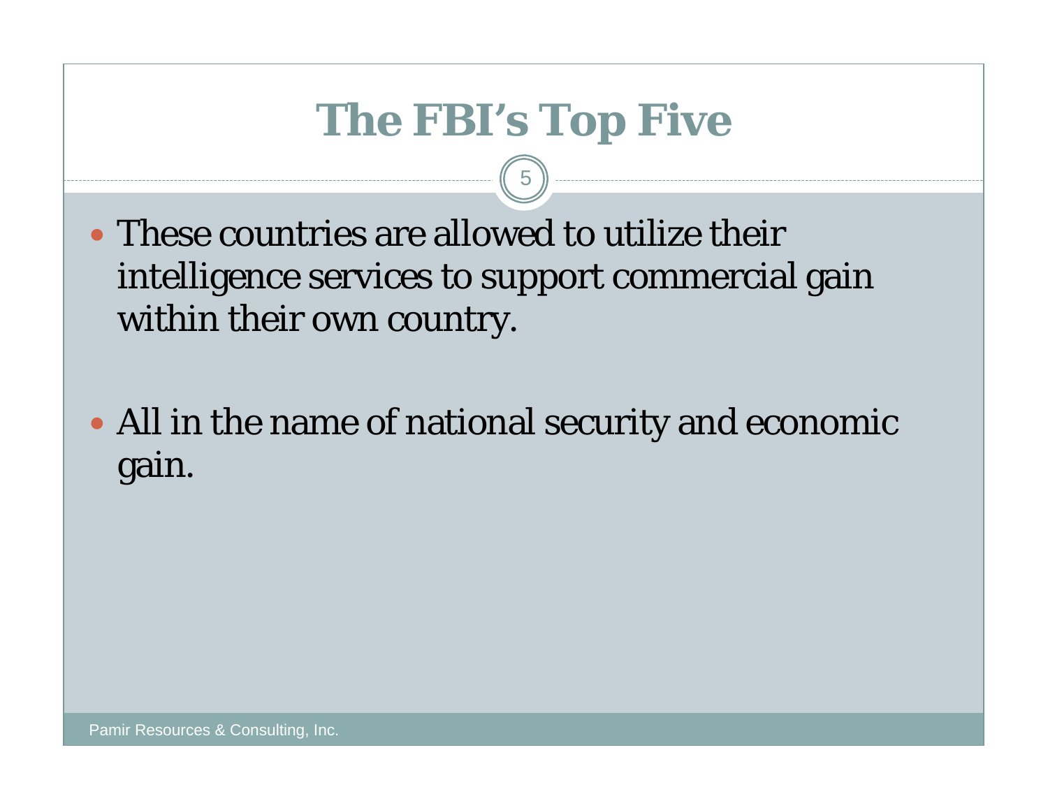# The FBI's Top Five

- These countries are allowed to utilize their intelligence services to support commercial gain within their own country.

- All in the name of national security and economic gain.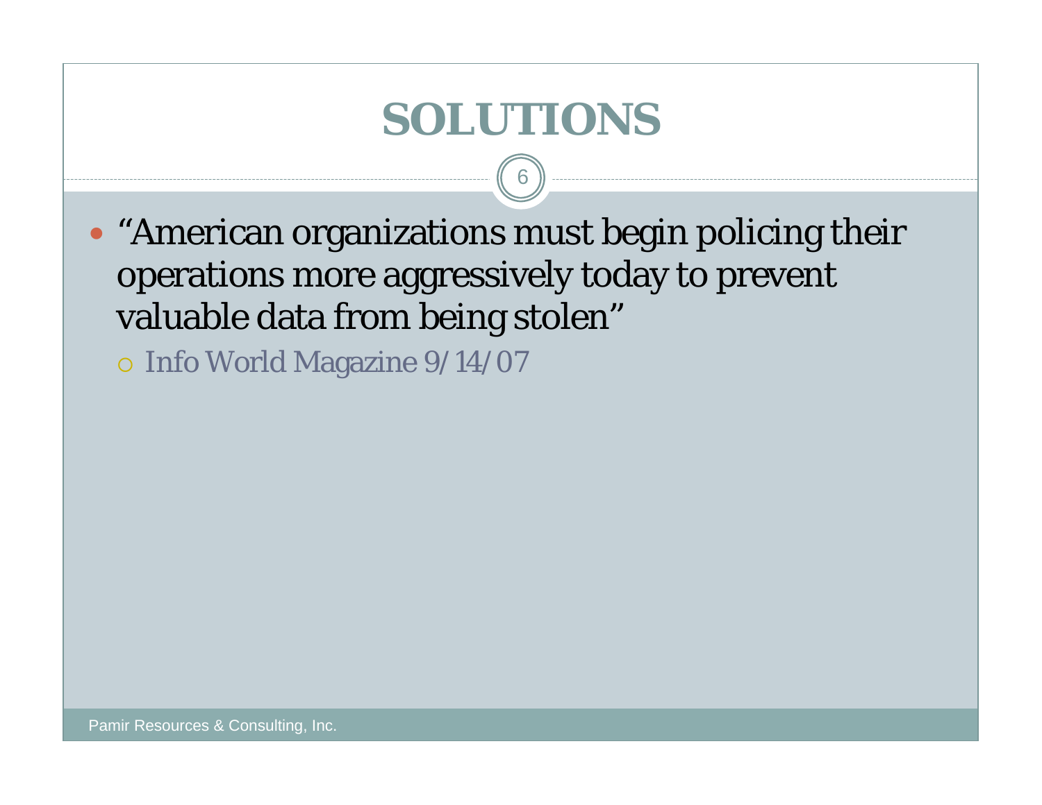# SOLUTIONS

- "American organizations must begin policing their operations more aggressively today to prevent valuable data from being stolen"
  - Info World Magazine 9/14/07

Pamir Resources & Consulting, Inc.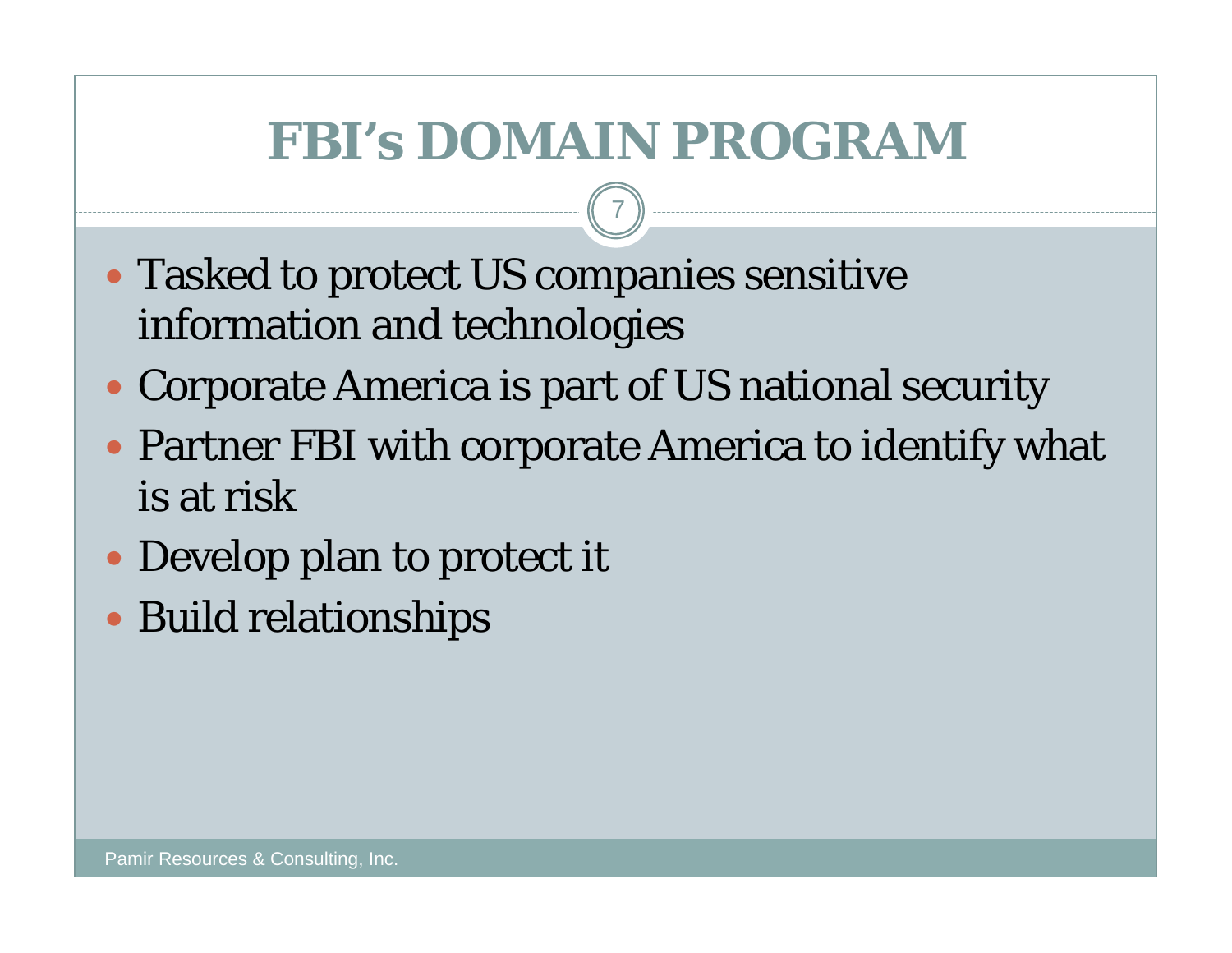# FBI's DOMAIN PROGRAM

- Tasked to protect US companies sensitive information and technologies
- Corporate America is part of US national security
- Partner FBI with corporate America to identify what is at risk
- Develop plan to protect it
- Build relationships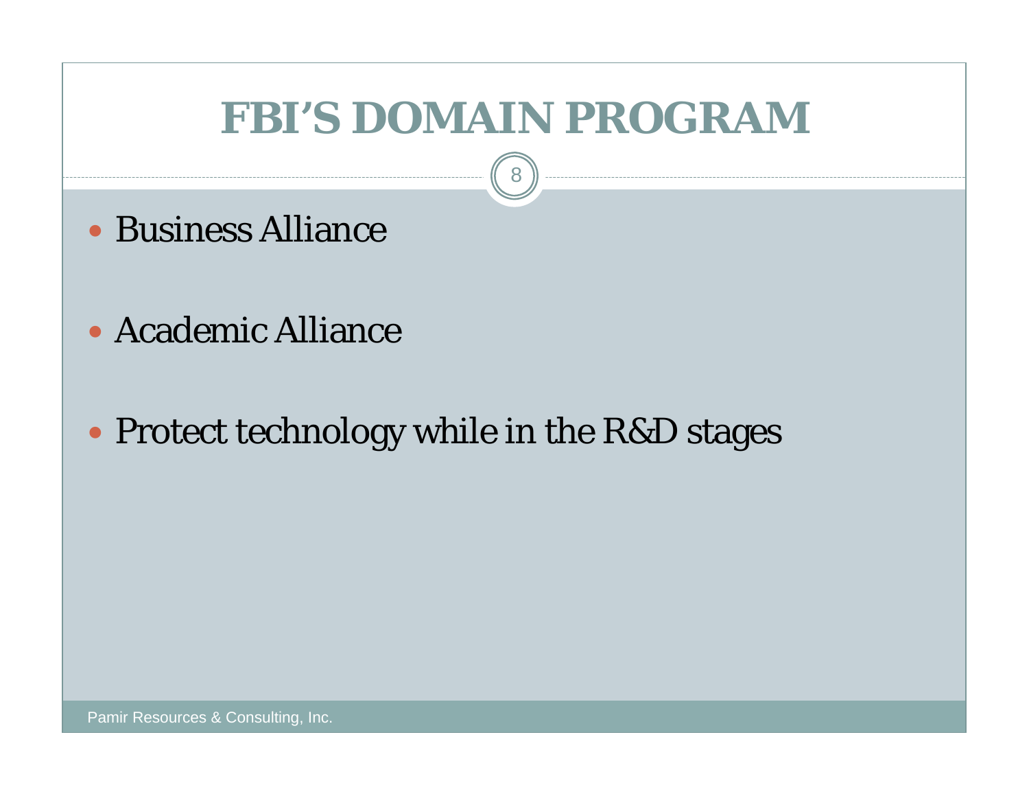# FBI'S DOMAIN PROGRAM

- Business Alliance
- Academic Alliance
- Protect technology while in the R&D stages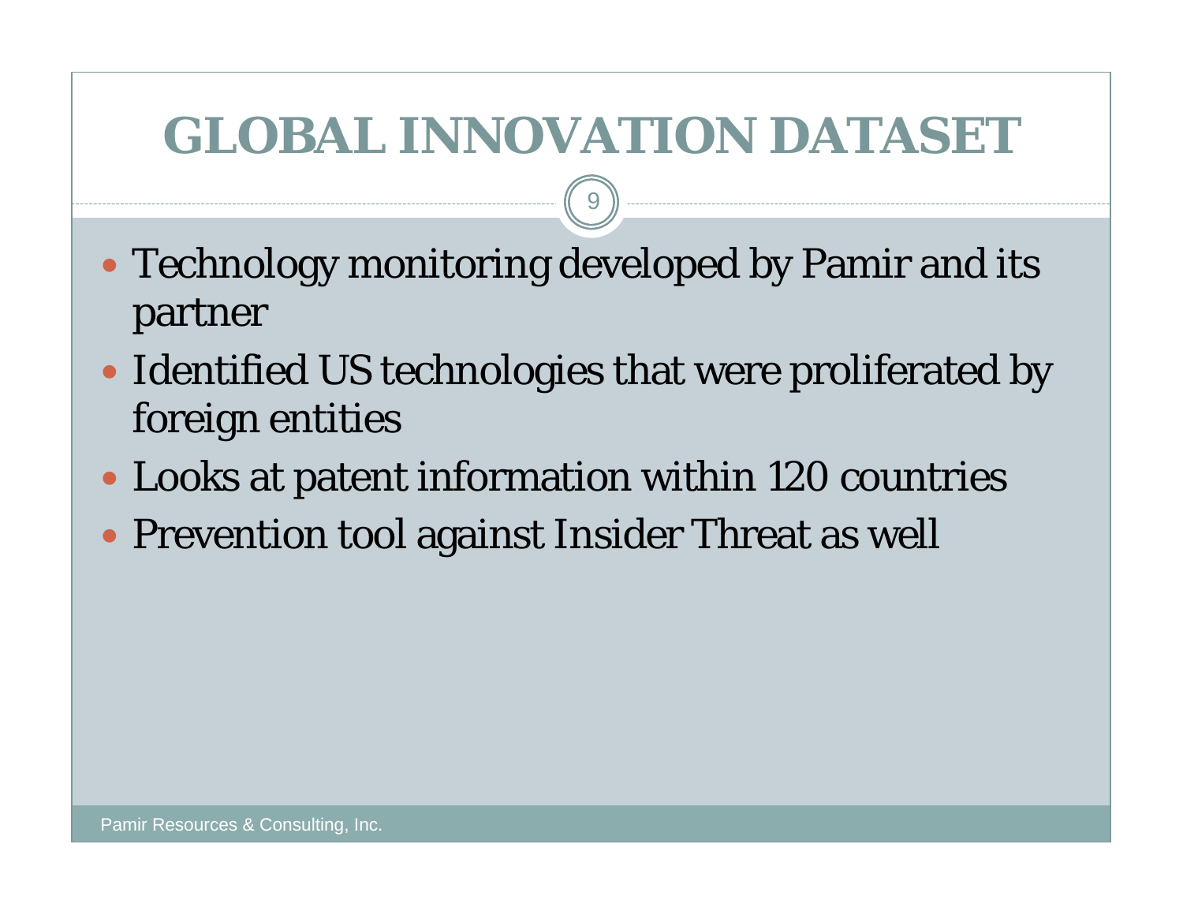# GLOBAL INNOVATION DATASET

- Technology monitoring developed by Pamir and its partner
- Identified US technologies that were proliferated by foreign entities
- Looks at patent information within 120 countries
- Prevention tool against Insider Threat as well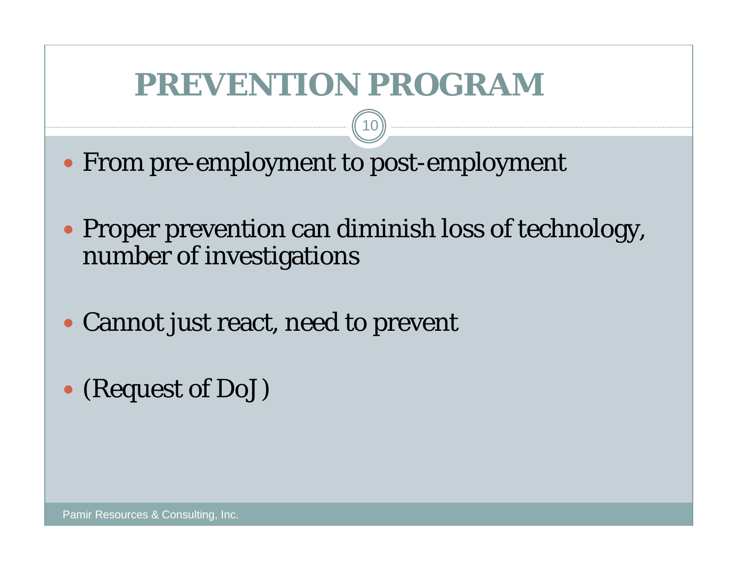# PREVENTION PROGRAM

- From pre-employment to post-employment
- Proper prevention can diminish loss of technology, number of investigations
- Cannot just react, need to prevent
- (Request of DoJ)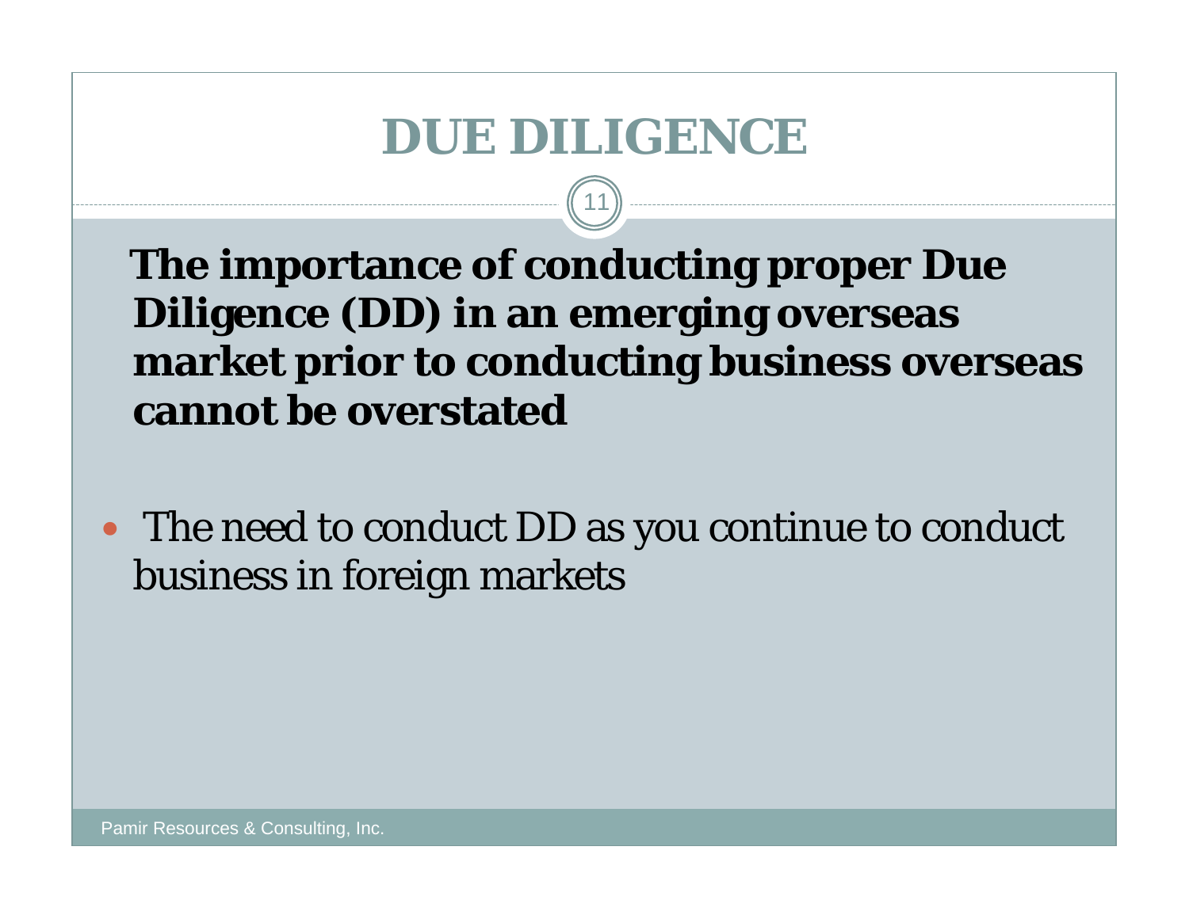# DUE DILIGENCE

**The importance of conducting proper Due Diligence (DD) in an emerging overseas market prior to conducting business overseas cannot be overstated**

- The need to conduct DD as you continue to conduct business in foreign markets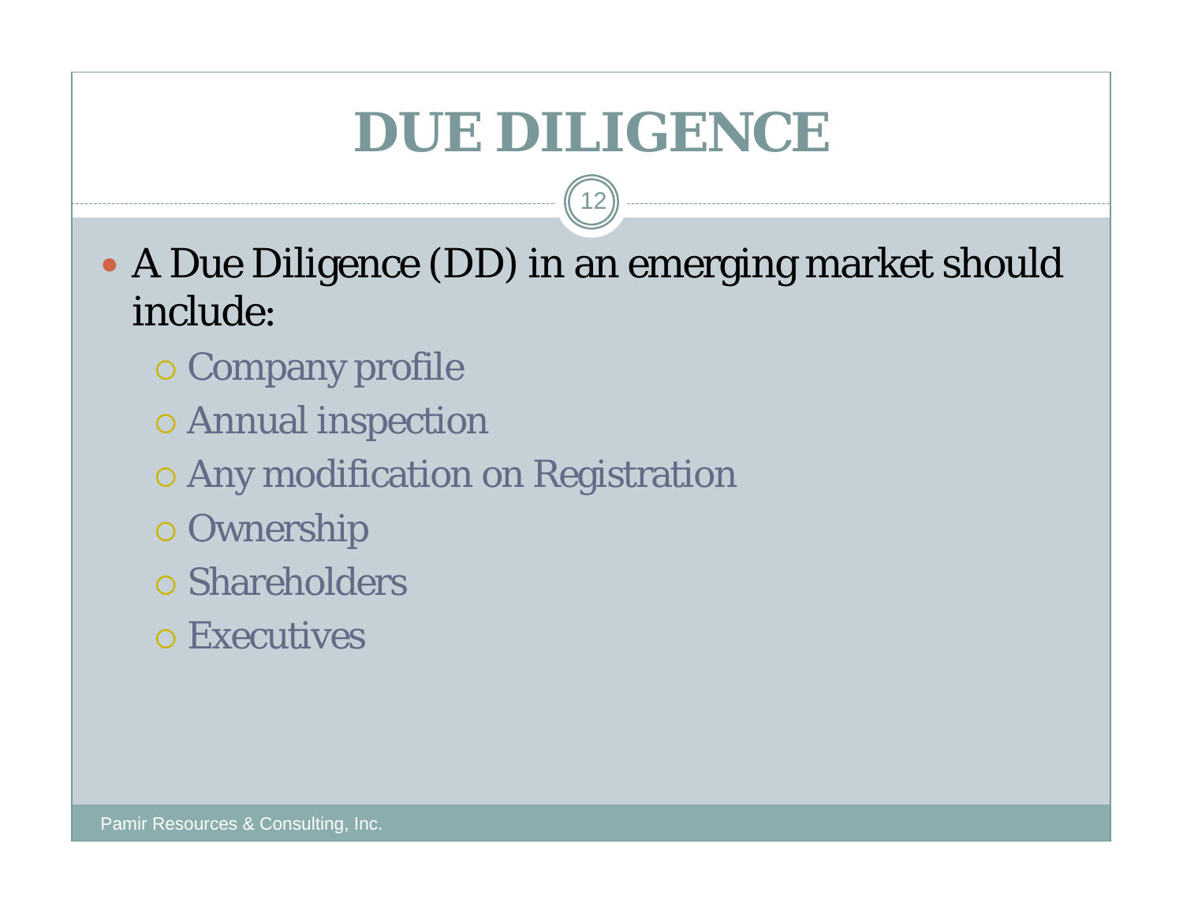# DUE DILIGENCE

- A Due Diligence (DD) in an emerging market should include:
  - Company profile
  - Annual inspection
  - Any modification on Registration
  - Ownership
  - Shareholders
  - Executives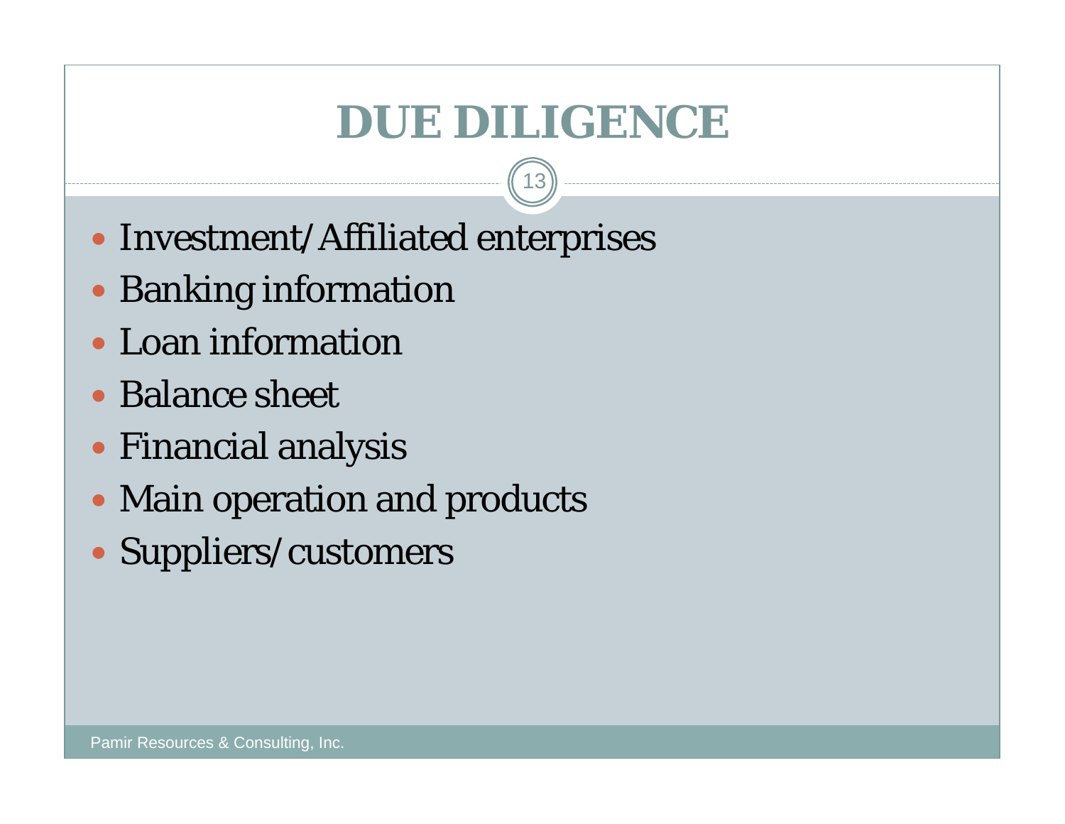# DUE DILIGENCE

- Investment/Affiliated enterprises
- Banking information
- Loan information
- Balance sheet
- Financial analysis
- Main operation and products
- Suppliers/customers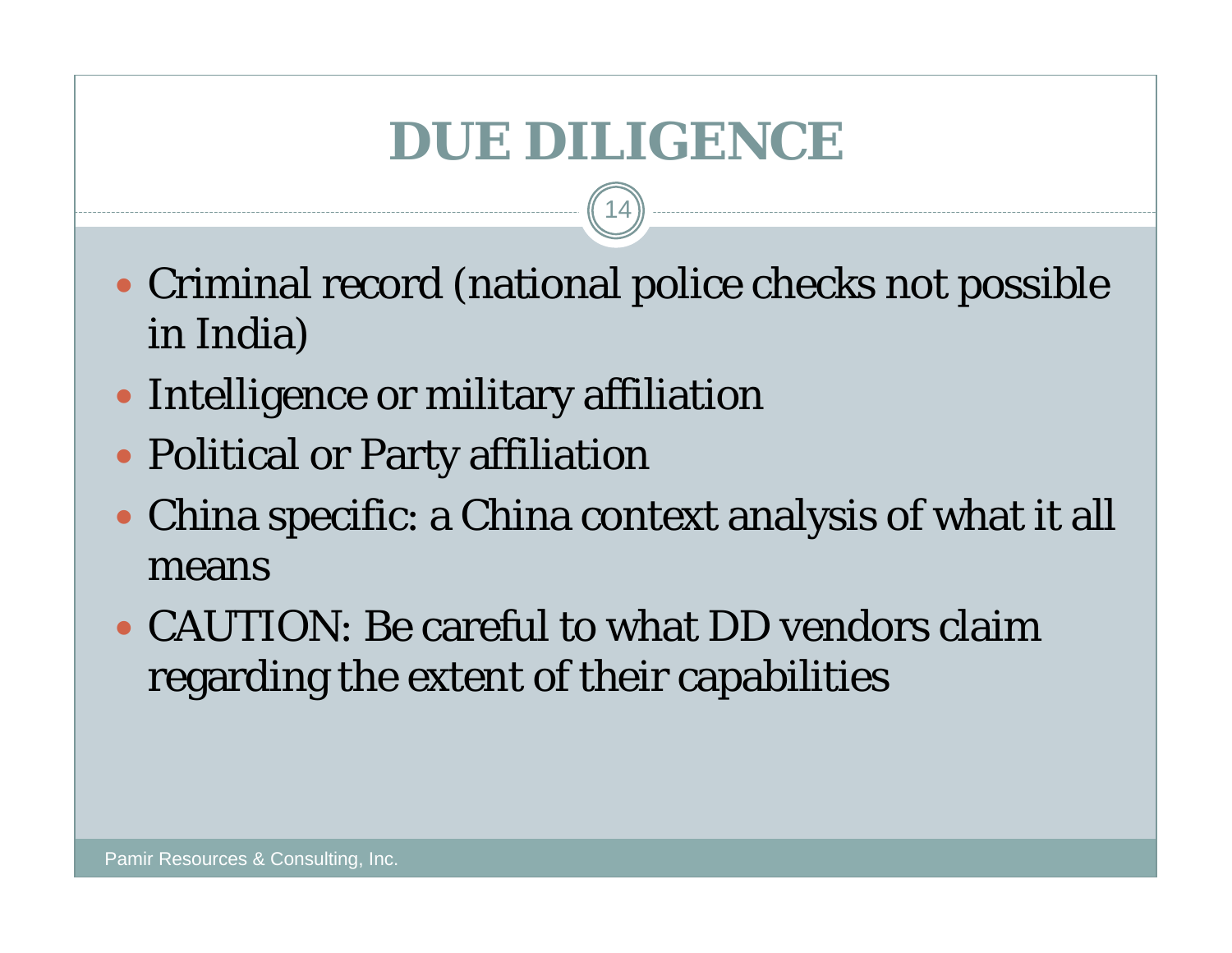# DUE DILIGENCE

- Criminal record (national police checks not possible in India)
- Intelligence or military affiliation
- Political or Party affiliation
- China specific: a China context analysis of what it all means
- CAUTION: Be careful to what DD vendors claim regarding the extent of their capabilities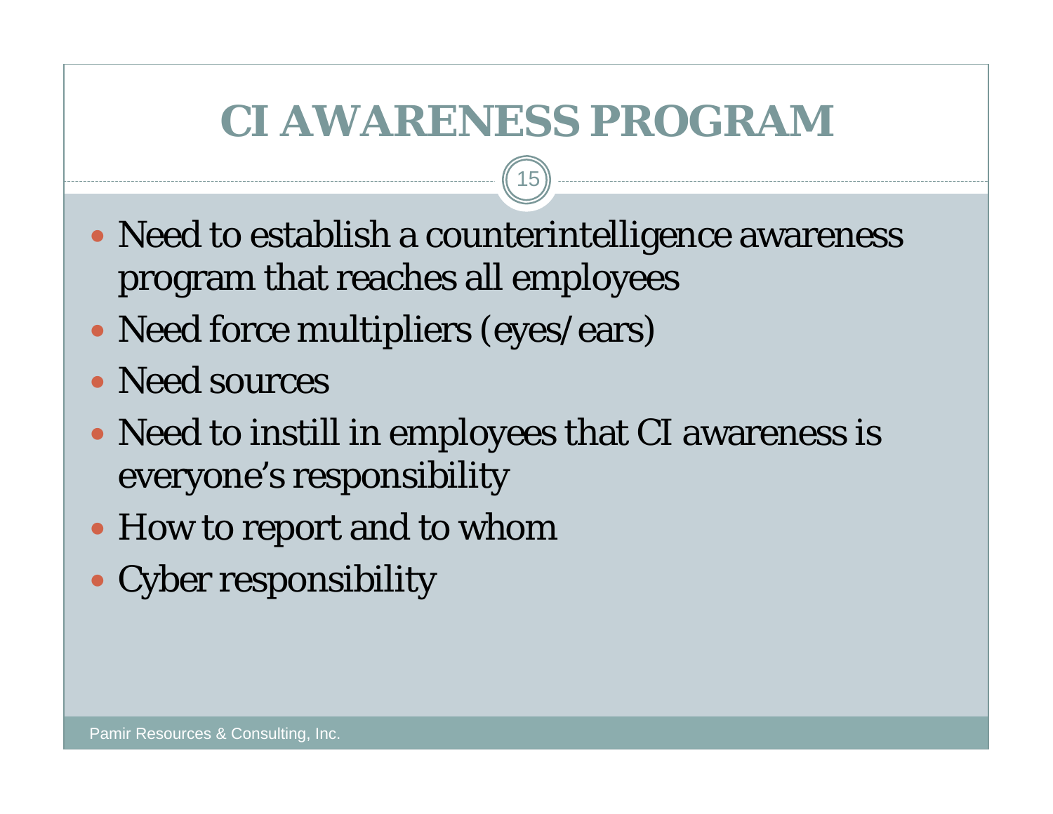# CI AWARENESS PROGRAM

- Need to establish a counterintelligence awareness program that reaches all employees
- Need force multipliers (eyes/ears)
- Need sources
- Need to instill in employees that CI awareness is everyone's responsibility
- How to report and to whom
- Cyber responsibility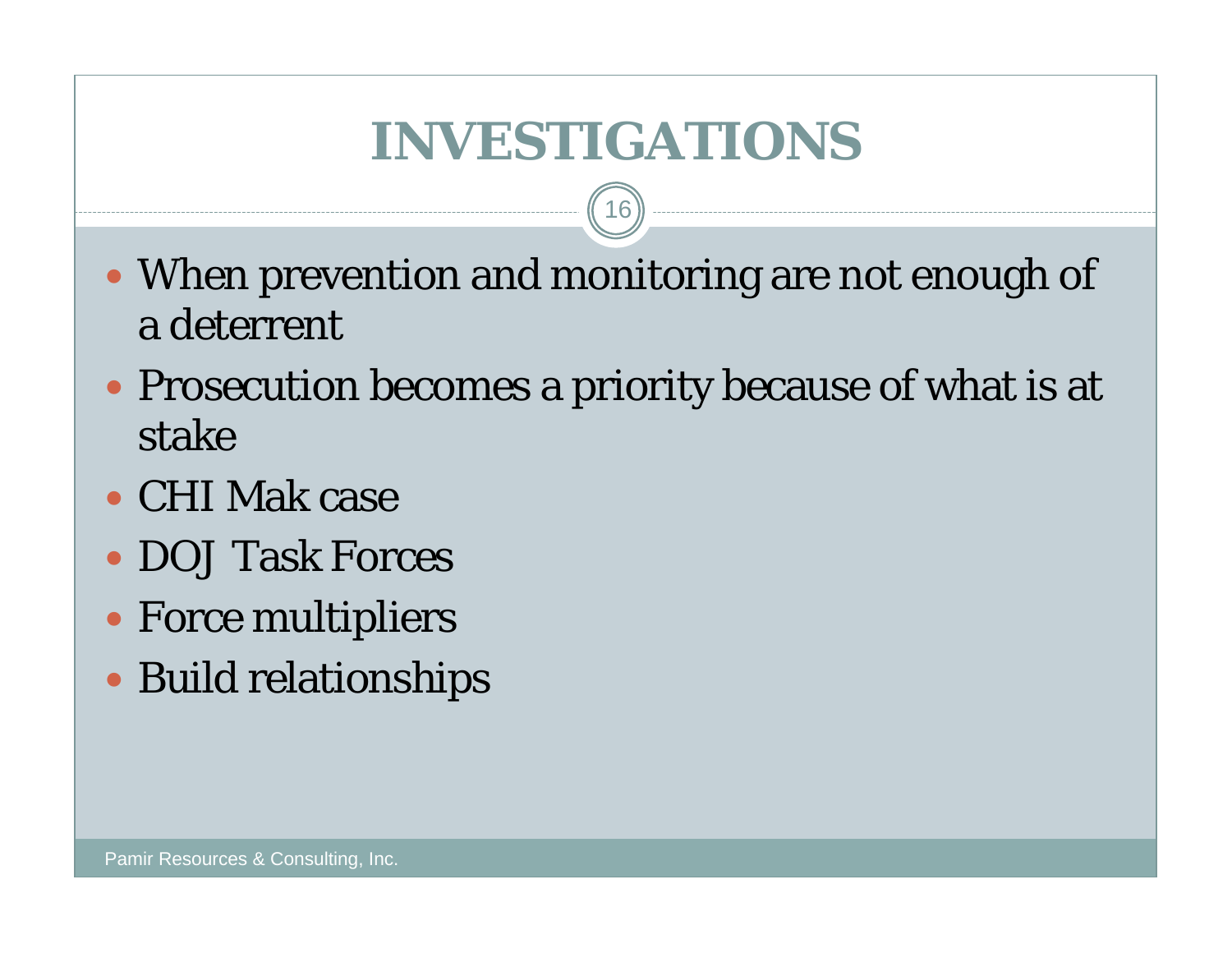# INVESTIGATIONS

- When prevention and monitoring are not enough of a deterrent
- Prosecution becomes a priority because of what is at stake
- CHI Mak case
- DOJ Task Forces
- Force multipliers
- Build relationships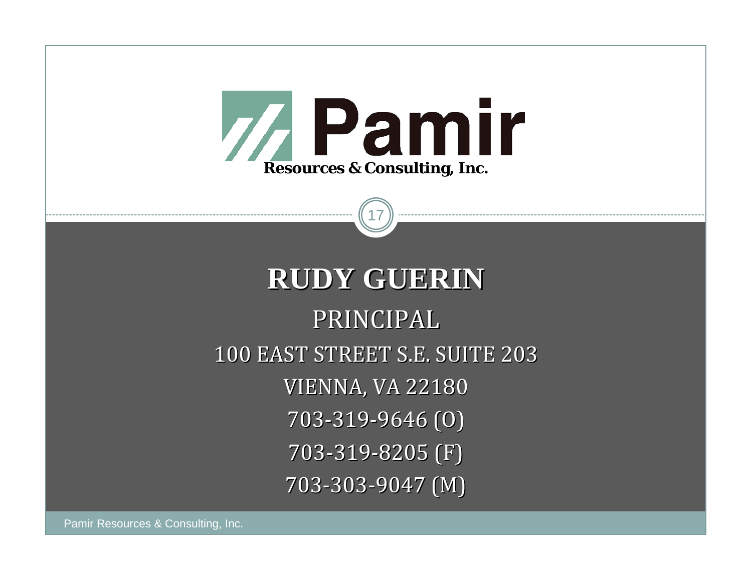# Pamir

Resources & Consulting, Inc.

## RUDY GUERIN

PRINCIPAL

100 EAST STREET S.E. SUITE 203

VIENNA, VA 22180

703-319-9646 (O)

703-319-8205 (F)

703-303-9047 (M)